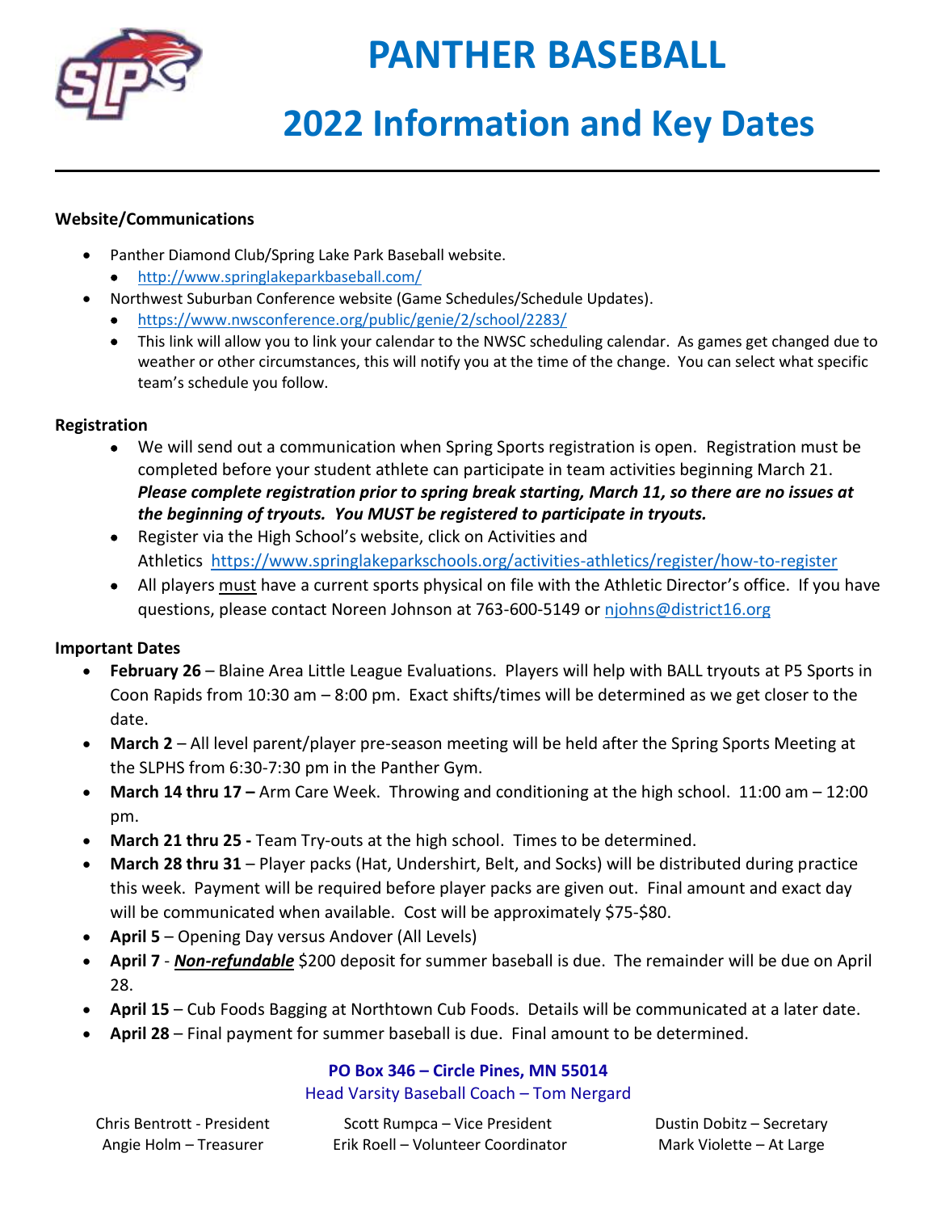# PANTHER BASEBALL

# 2022 Information and Key Dates

**Website/Communications**

- Panther Diamond Club/Spring Lake Park Baseball website.
  - http://www.springlakeparkbaseball.com/
- Northwest Suburban Conference website (Game Schedules/Schedule Updates).
  - https://www.nwsconference.org/public/genie/2/school/2283/
  - This link will allow you to link your calendar to the NWSC scheduling calendar. As games get changed due to weather or other circumstances, this will notify you at the time of the change. You can select what specific team's schedule you follow.

**Registration**

- We will send out a communication when Spring Sports registration is open. Registration must be completed before your student athlete can participate in team activities beginning March 21. ***Please complete registration prior to spring break starting, March 11, so there are no issues at the beginning of tryouts. You MUST be registered to participate in tryouts.***
- Register via the High School's website, click on Activities and Athletics https://www.springlakeparkschools.org/activities-athletics/register/how-to-register
- All players must have a current sports physical on file with the Athletic Director's office. If you have questions, please contact Noreen Johnson at 763-600-5149 or njohns@district16.org

**Important Dates**

- **February 26** – Blaine Area Little League Evaluations. Players will help with BALL tryouts at P5 Sports in Coon Rapids from 10:30 am – 8:00 pm. Exact shifts/times will be determined as we get closer to the date.
- **March 2** – All level parent/player pre-season meeting will be held after the Spring Sports Meeting at the SLPHS from 6:30-7:30 pm in the Panther Gym.
- **March 14 thru 17 –** Arm Care Week. Throwing and conditioning at the high school. 11:00 am – 12:00 pm.
- **March 21 thru 25 -** Team Try-outs at the high school. Times to be determined.
- **March 28 thru 31** – Player packs (Hat, Undershirt, Belt, and Socks) will be distributed during practice this week. Payment will be required before player packs are given out. Final amount and exact day will be communicated when available. Cost will be approximately $75-$80.
- **April 5** – Opening Day versus Andover (All Levels)
- **April 7** - ***Non-refundable*** $200 deposit for summer baseball is due. The remainder will be due on April 28.
- **April 15** – Cub Foods Bagging at Northtown Cub Foods. Details will be communicated at a later date.
- **April 28** – Final payment for summer baseball is due. Final amount to be determined.

**PO Box 346 – Circle Pines, MN 55014**

Head Varsity Baseball Coach – Tom Nergard

Chris Bentrott - President
Angie Holm – Treasurer
Scott Rumpca – Vice President
Erik Roell – Volunteer Coordinator
Dustin Dobitz – Secretary
Mark Violette – At Large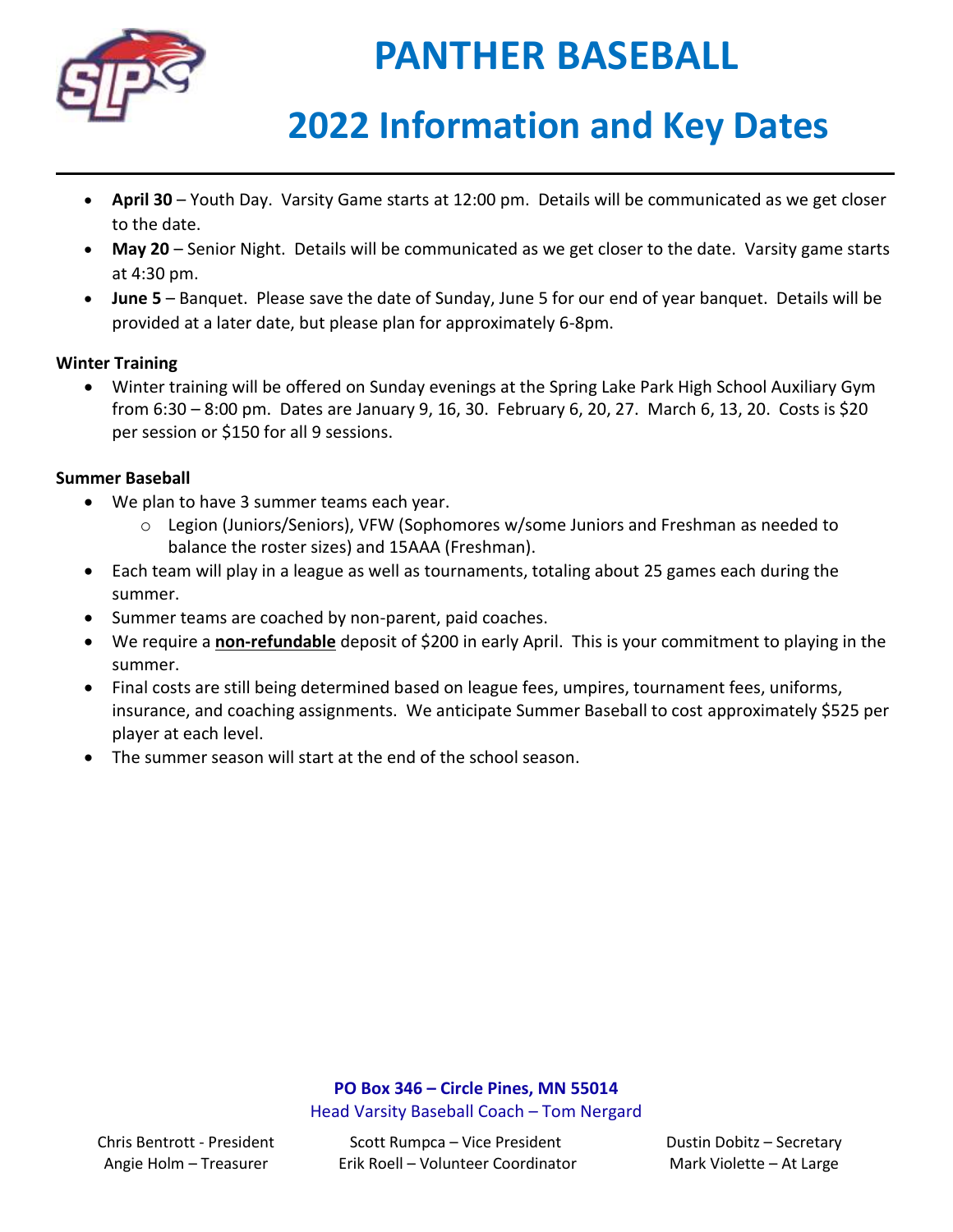# PANTHER BASEBALL

## 2022 Information and Key Dates

- **April 30** – Youth Day. Varsity Game starts at 12:00 pm. Details will be communicated as we get closer to the date.
- **May 20** – Senior Night. Details will be communicated as we get closer to the date. Varsity game starts at 4:30 pm.
- **June 5** – Banquet. Please save the date of Sunday, June 5 for our end of year banquet. Details will be provided at a later date, but please plan for approximately 6-8pm.

**Winter Training**

- Winter training will be offered on Sunday evenings at the Spring Lake Park High School Auxiliary Gym from 6:30 – 8:00 pm. Dates are January 9, 16, 30. February 6, 20, 27. March 6, 13, 20. Costs is $20 per session or $150 for all 9 sessions.

**Summer Baseball**

- We plan to have 3 summer teams each year.
  - Legion (Juniors/Seniors), VFW (Sophomores w/some Juniors and Freshman as needed to balance the roster sizes) and 15AAA (Freshman).
- Each team will play in a league as well as tournaments, totaling about 25 games each during the summer.
- Summer teams are coached by non-parent, paid coaches.
- We require a **non-refundable** deposit of $200 in early April. This is your commitment to playing in the summer.
- Final costs are still being determined based on league fees, umpires, tournament fees, uniforms, insurance, and coaching assignments. We anticipate Summer Baseball to cost approximately $525 per player at each level.
- The summer season will start at the end of the school season.

**PO Box 346 – Circle Pines, MN 55014**

Head Varsity Baseball Coach – Tom Nergard

Chris Bentrott - President
Scott Rumpca – Vice President
Dustin Dobitz – Secretary
Angie Holm – Treasurer
Erik Roell – Volunteer Coordinator
Mark Violette – At Large